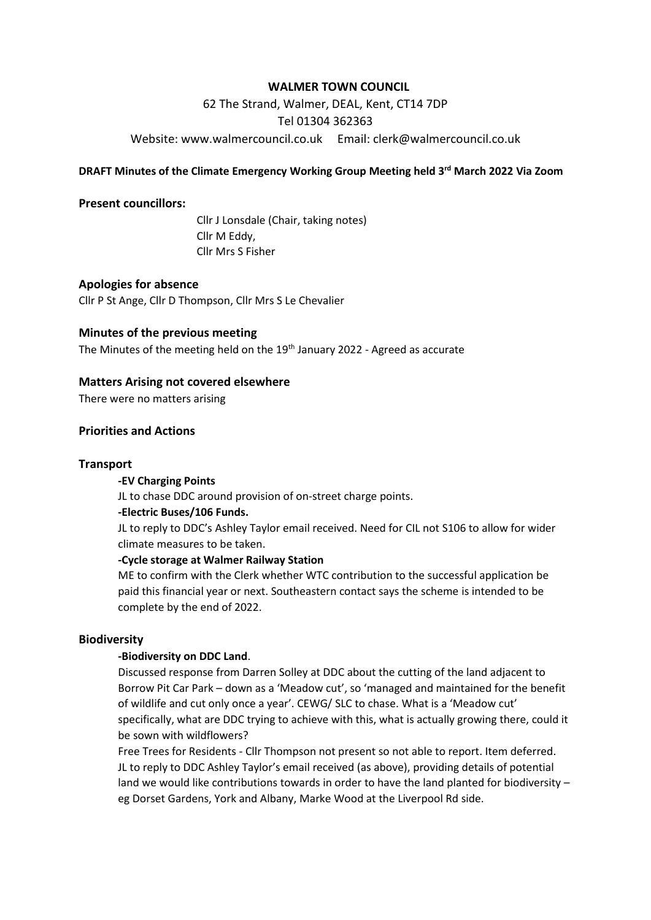**WALMER TOWN COUNCIL**

62 The Strand, Walmer, DEAL, Kent, CT14 7DP
Tel 01304 362363
Website: www.walmercouncil.co.uk Email: clerk@walmercouncil.co.uk

**DRAFT Minutes of the Climate Emergency Working Group Meeting held 3rd March 2022 Via Zoom**

## Present councillors:

Cllr J Lonsdale (Chair, taking notes)
Cllr M Eddy,
Cllr Mrs S Fisher

## Apologies for absence

Cllr P St Ange, Cllr D Thompson, Cllr Mrs S Le Chevalier

## Minutes of the previous meeting

The Minutes of the meeting held on the 19th January 2022 - Agreed as accurate

## Matters Arising not covered elsewhere

There were no matters arising

## Priorities and Actions

## Transport

**-EV Charging Points**

JL to chase DDC around provision of on-street charge points.

**-Electric Buses/106 Funds.**

JL to reply to DDC's Ashley Taylor email received. Need for CIL not S106 to allow for wider climate measures to be taken.

**-Cycle storage at Walmer Railway Station**

ME to confirm with the Clerk whether WTC contribution to the successful application be paid this financial year or next. Southeastern contact says the scheme is intended to be complete by the end of 2022.

## Biodiversity

**-Biodiversity on DDC Land**.

Discussed response from Darren Solley at DDC about the cutting of the land adjacent to Borrow Pit Car Park – down as a 'Meadow cut', so 'managed and maintained for the benefit of wildlife and cut only once a year'. CEWG/ SLC to chase. What is a 'Meadow cut' specifically, what are DDC trying to achieve with this, what is actually growing there, could it be sown with wildflowers?

Free Trees for Residents - Cllr Thompson not present so not able to report. Item deferred.

JL to reply to DDC Ashley Taylor's email received (as above), providing details of potential land we would like contributions towards in order to have the land planted for biodiversity – eg Dorset Gardens, York and Albany, Marke Wood at the Liverpool Rd side.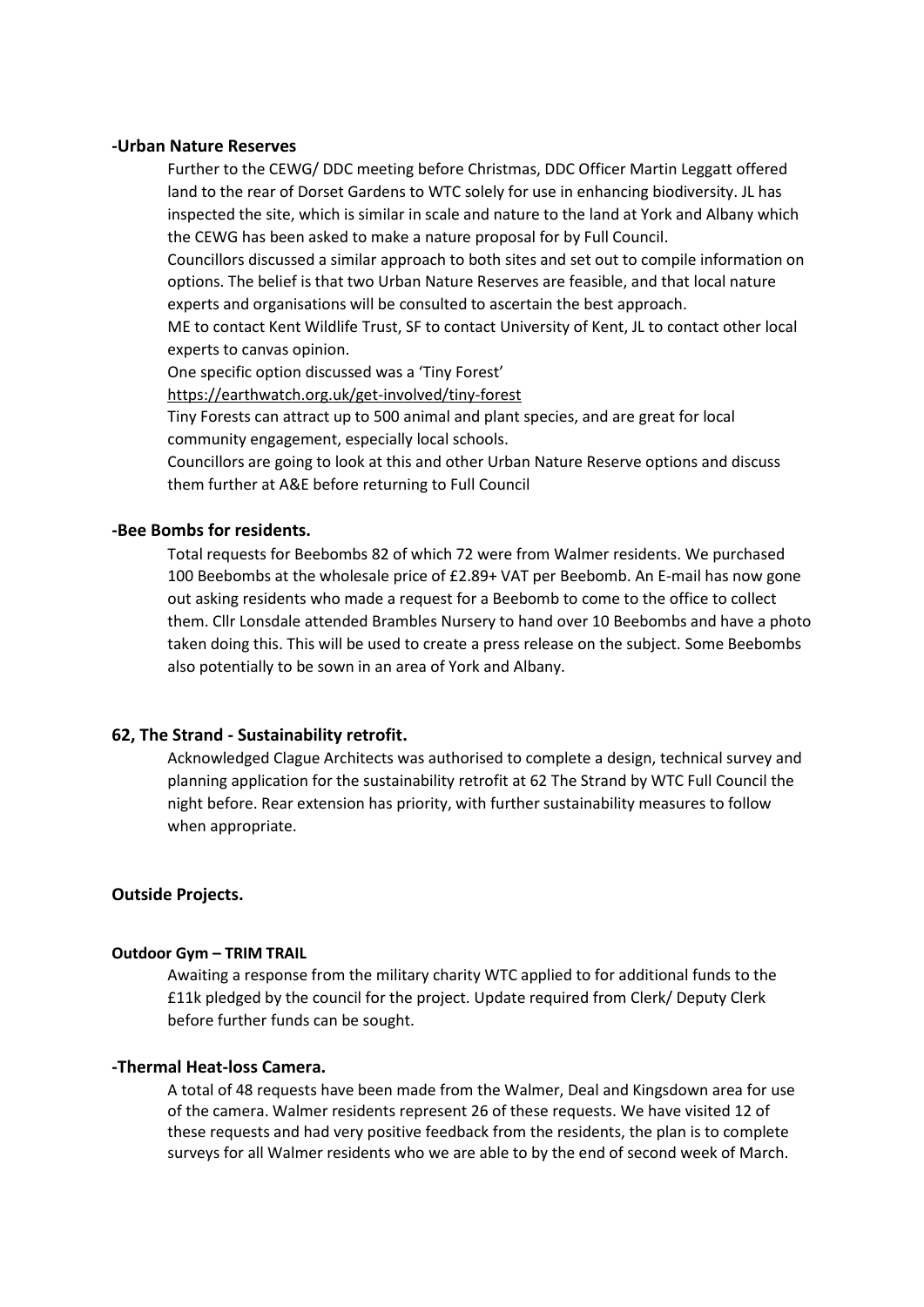**-Urban Nature Reserves**

Further to the CEWG/ DDC meeting before Christmas, DDC Officer Martin Leggatt offered land to the rear of Dorset Gardens to WTC solely for use in enhancing biodiversity. JL has inspected the site, which is similar in scale and nature to the land at York and Albany which the CEWG has been asked to make a nature proposal for by Full Council.

Councillors discussed a similar approach to both sites and set out to compile information on options. The belief is that two Urban Nature Reserves are feasible, and that local nature experts and organisations will be consulted to ascertain the best approach.

ME to contact Kent Wildlife Trust, SF to contact University of Kent, JL to contact other local experts to canvas opinion.

One specific option discussed was a 'Tiny Forest'

https://earthwatch.org.uk/get-involved/tiny-forest

Tiny Forests can attract up to 500 animal and plant species, and are great for local community engagement, especially local schools.

Councillors are going to look at this and other Urban Nature Reserve options and discuss them further at A&E before returning to Full Council

**-Bee Bombs for residents.**

Total requests for Beebombs 82 of which 72 were from Walmer residents. We purchased 100 Beebombs at the wholesale price of £2.89+ VAT per Beebomb. An E-mail has now gone out asking residents who made a request for a Beebomb to come to the office to collect them. Cllr Lonsdale attended Brambles Nursery to hand over 10 Beebombs and have a photo taken doing this. This will be used to create a press release on the subject. Some Beebombs also potentially to be sown in an area of York and Albany.

**62, The Strand - Sustainability retrofit.**

Acknowledged Clague Architects was authorised to complete a design, technical survey and planning application for the sustainability retrofit at 62 The Strand by WTC Full Council the night before. Rear extension has priority, with further sustainability measures to follow when appropriate.

**Outside Projects.**

**Outdoor Gym – TRIM TRAIL**

Awaiting a response from the military charity WTC applied to for additional funds to the £11k pledged by the council for the project. Update required from Clerk/ Deputy Clerk before further funds can be sought.

**-Thermal Heat-loss Camera.**

A total of 48 requests have been made from the Walmer, Deal and Kingsdown area for use of the camera. Walmer residents represent 26 of these requests. We have visited 12 of these requests and had very positive feedback from the residents, the plan is to complete surveys for all Walmer residents who we are able to by the end of second week of March.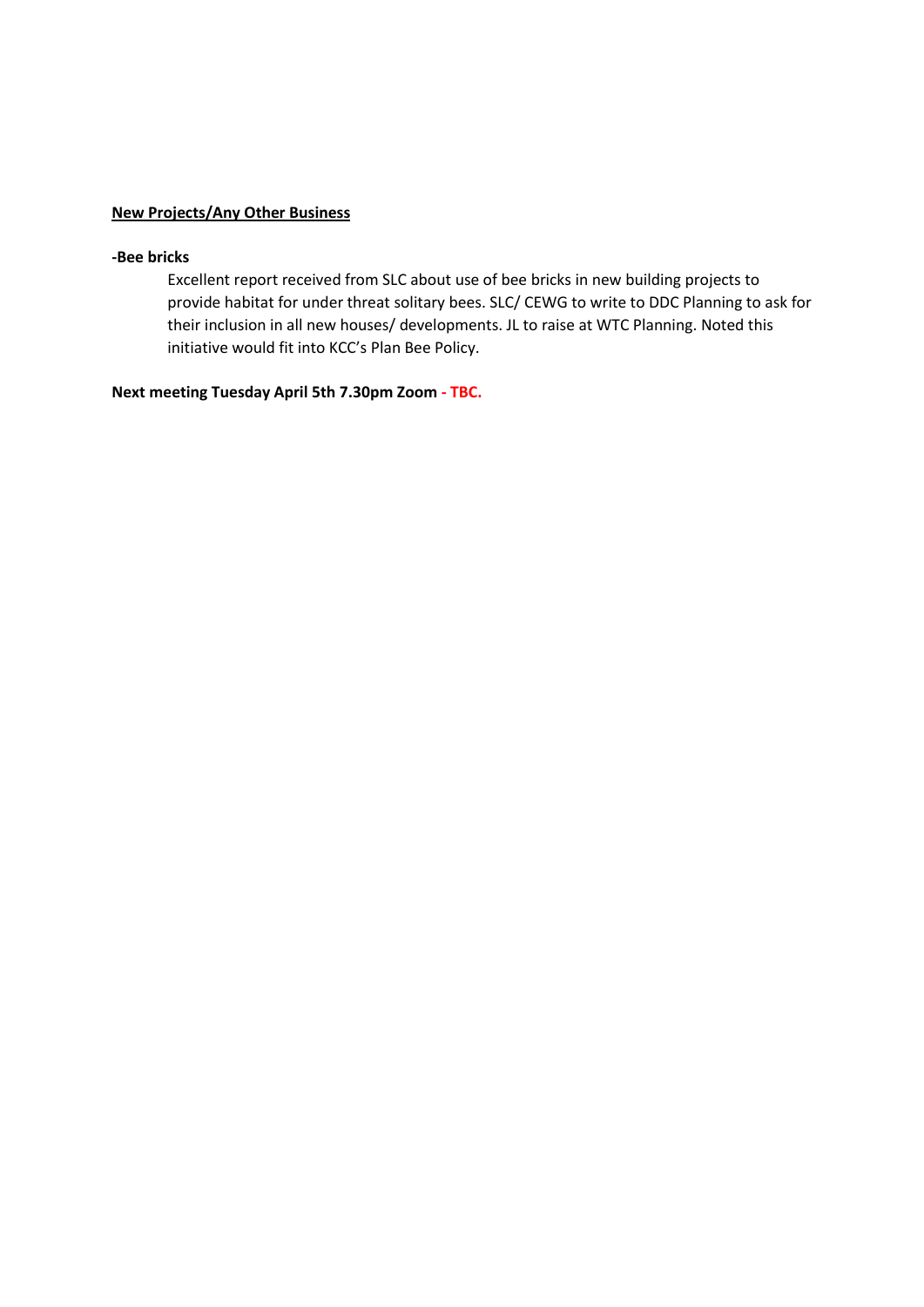**New Projects/Any Other Business**

**-Bee bricks**

Excellent report received from SLC about use of bee bricks in new building projects to provide habitat for under threat solitary bees. SLC/ CEWG to write to DDC Planning to ask for their inclusion in all new houses/ developments. JL to raise at WTC Planning. Noted this initiative would fit into KCC's Plan Bee Policy.

**Next meeting Tuesday April 5th 7.30pm Zoom - TBC.**